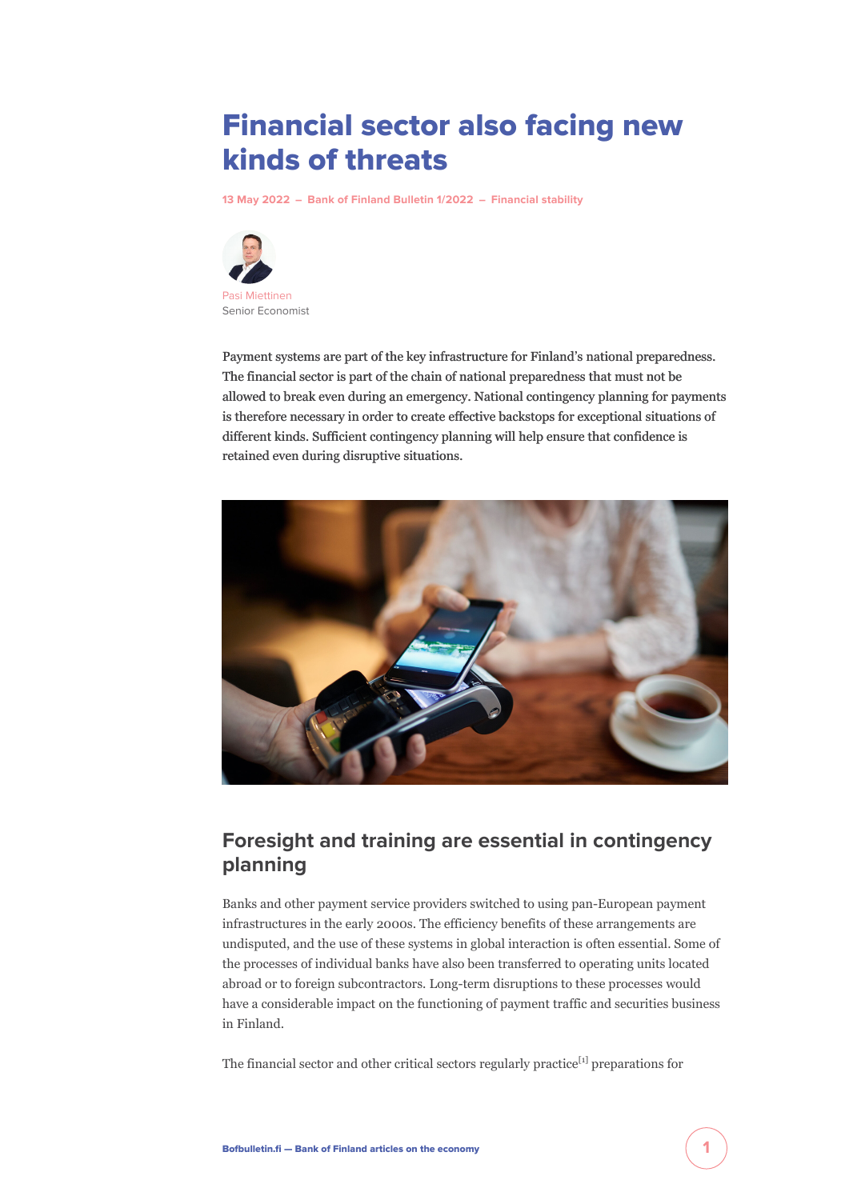# Financial sector also facing new kinds of threats

13 May 2022 – Bank of Finland Bulletin 1/2022 – Financial stability

Pasi Miettinen
Senior Economist

Payment systems are part of the key infrastructure for Finland's national preparedness. The financial sector is part of the chain of national preparedness that must not be allowed to break even during an emergency. National contingency planning for payments is therefore necessary in order to create effective backstops for exceptional situations of different kinds. Sufficient contingency planning will help ensure that confidence is retained even during disruptive situations.

## Foresight and training are essential in contingency planning

Banks and other payment service providers switched to using pan-European payment infrastructures in the early 2000s. The efficiency benefits of these arrangements are undisputed, and the use of these systems in global interaction is often essential. Some of the processes of individual banks have also been transferred to operating units located abroad or to foreign subcontractors. Long-term disruptions to these processes would have a considerable impact on the functioning of payment traffic and securities business in Finland.

The financial sector and other critical sectors regularly practice[1] preparations for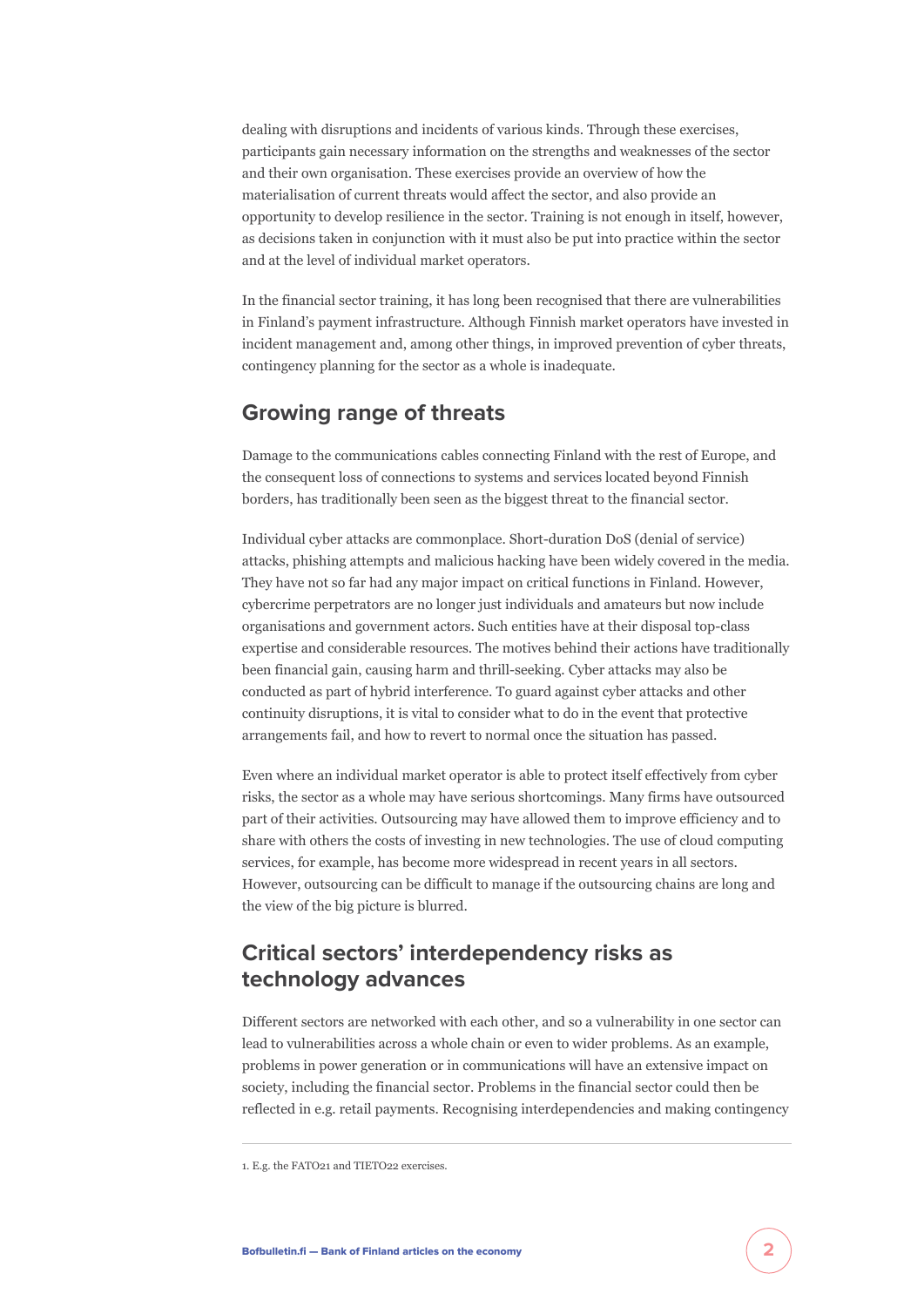dealing with disruptions and incidents of various kinds. Through these exercises, participants gain necessary information on the strengths and weaknesses of the sector and their own organisation. These exercises provide an overview of how the materialisation of current threats would affect the sector, and also provide an opportunity to develop resilience in the sector. Training is not enough in itself, however, as decisions taken in conjunction with it must also be put into practice within the sector and at the level of individual market operators.

In the financial sector training, it has long been recognised that there are vulnerabilities in Finland's payment infrastructure. Although Finnish market operators have invested in incident management and, among other things, in improved prevention of cyber threats, contingency planning for the sector as a whole is inadequate.

## Growing range of threats

Damage to the communications cables connecting Finland with the rest of Europe, and the consequent loss of connections to systems and services located beyond Finnish borders, has traditionally been seen as the biggest threat to the financial sector.

Individual cyber attacks are commonplace. Short-duration DoS (denial of service) attacks, phishing attempts and malicious hacking have been widely covered in the media. They have not so far had any major impact on critical functions in Finland. However, cybercrime perpetrators are no longer just individuals and amateurs but now include organisations and government actors. Such entities have at their disposal top-class expertise and considerable resources. The motives behind their actions have traditionally been financial gain, causing harm and thrill-seeking. Cyber attacks may also be conducted as part of hybrid interference. To guard against cyber attacks and other continuity disruptions, it is vital to consider what to do in the event that protective arrangements fail, and how to revert to normal once the situation has passed.

Even where an individual market operator is able to protect itself effectively from cyber risks, the sector as a whole may have serious shortcomings. Many firms have outsourced part of their activities. Outsourcing may have allowed them to improve efficiency and to share with others the costs of investing in new technologies. The use of cloud computing services, for example, has become more widespread in recent years in all sectors. However, outsourcing can be difficult to manage if the outsourcing chains are long and the view of the big picture is blurred.

## Critical sectors' interdependency risks as technology advances

Different sectors are networked with each other, and so a vulnerability in one sector can lead to vulnerabilities across a whole chain or even to wider problems. As an example, problems in power generation or in communications will have an extensive impact on society, including the financial sector. Problems in the financial sector could then be reflected in e.g. retail payments. Recognising interdependencies and making contingency

---

1. E.g. the FATO21 and TIETO22 exercises.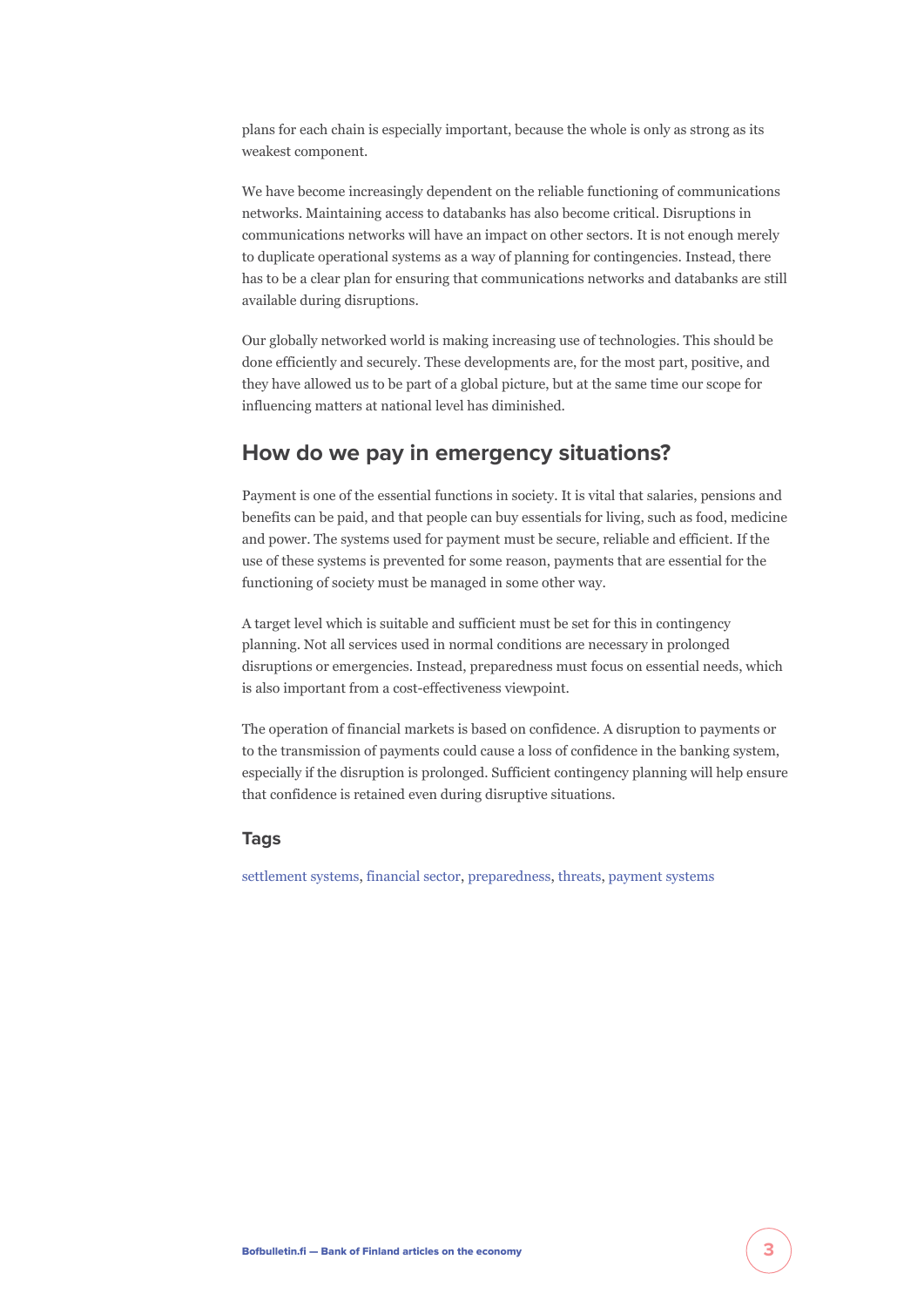plans for each chain is especially important, because the whole is only as strong as its weakest component.

We have become increasingly dependent on the reliable functioning of communications networks. Maintaining access to databanks has also become critical. Disruptions in communications networks will have an impact on other sectors. It is not enough merely to duplicate operational systems as a way of planning for contingencies. Instead, there has to be a clear plan for ensuring that communications networks and databanks are still available during disruptions.

Our globally networked world is making increasing use of technologies. This should be done efficiently and securely. These developments are, for the most part, positive, and they have allowed us to be part of a global picture, but at the same time our scope for influencing matters at national level has diminished.

## How do we pay in emergency situations?

Payment is one of the essential functions in society. It is vital that salaries, pensions and benefits can be paid, and that people can buy essentials for living, such as food, medicine and power. The systems used for payment must be secure, reliable and efficient. If the use of these systems is prevented for some reason, payments that are essential for the functioning of society must be managed in some other way.

A target level which is suitable and sufficient must be set for this in contingency planning. Not all services used in normal conditions are necessary in prolonged disruptions or emergencies. Instead, preparedness must focus on essential needs, which is also important from a cost-effectiveness viewpoint.

The operation of financial markets is based on confidence. A disruption to payments or to the transmission of payments could cause a loss of confidence in the banking system, especially if the disruption is prolonged. Sufficient contingency planning will help ensure that confidence is retained even during disruptive situations.

### Tags

settlement systems, financial sector, preparedness, threats, payment systems